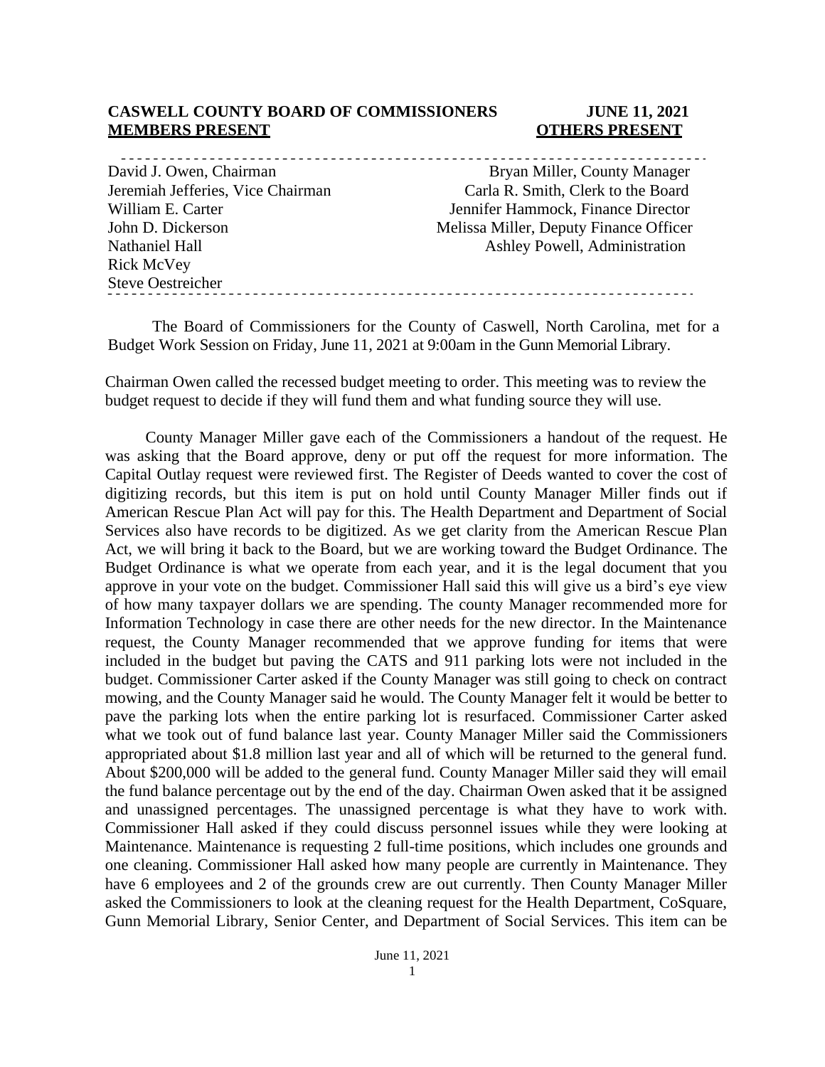**CASWELL COUNTY BOARD OF COMMISSIONERS JUNE 11, 2021**

**MEMBERS PRESENT** | **OTHERS PRESENT**
---|---
David J. Owen, Chairman | Bryan Miller, County Manager
Jeremiah Jefferies, Vice Chairman | Carla R. Smith, Clerk to the Board
William E. Carter | Jennifer Hammock, Finance Director
John D. Dickerson | Melissa Miller, Deputy Finance Officer
Nathaniel Hall | Ashley Powell, Administration
Rick McVey |
Steve Oestreicher |

The Board of Commissioners for the County of Caswell, North Carolina, met for a Budget Work Session on Friday, June 11, 2021 at 9:00am in the Gunn Memorial Library.

Chairman Owen called the recessed budget meeting to order. This meeting was to review the budget request to decide if they will fund them and what funding source they will use.

County Manager Miller gave each of the Commissioners a handout of the request. He was asking that the Board approve, deny or put off the request for more information. The Capital Outlay request were reviewed first. The Register of Deeds wanted to cover the cost of digitizing records, but this item is put on hold until County Manager Miller finds out if American Rescue Plan Act will pay for this. The Health Department and Department of Social Services also have records to be digitized. As we get clarity from the American Rescue Plan Act, we will bring it back to the Board, but we are working toward the Budget Ordinance. The Budget Ordinance is what we operate from each year, and it is the legal document that you approve in your vote on the budget. Commissioner Hall said this will give us a bird's eye view of how many taxpayer dollars we are spending. The county Manager recommended more for Information Technology in case there are other needs for the new director. In the Maintenance request, the County Manager recommended that we approve funding for items that were included in the budget but paving the CATS and 911 parking lots were not included in the budget. Commissioner Carter asked if the County Manager was still going to check on contract mowing, and the County Manager said he would. The County Manager felt it would be better to pave the parking lots when the entire parking lot is resurfaced. Commissioner Carter asked what we took out of fund balance last year. County Manager Miller said the Commissioners appropriated about $1.8 million last year and all of which will be returned to the general fund. About $200,000 will be added to the general fund. County Manager Miller said they will email the fund balance percentage out by the end of the day. Chairman Owen asked that it be assigned and unassigned percentages. The unassigned percentage is what they have to work with. Commissioner Hall asked if they could discuss personnel issues while they were looking at Maintenance. Maintenance is requesting 2 full-time positions, which includes one grounds and one cleaning. Commissioner Hall asked how many people are currently in Maintenance. They have 6 employees and 2 of the grounds crew are out currently. Then County Manager Miller asked the Commissioners to look at the cleaning request for the Health Department, CoSquare, Gunn Memorial Library, Senior Center, and Department of Social Services. This item can be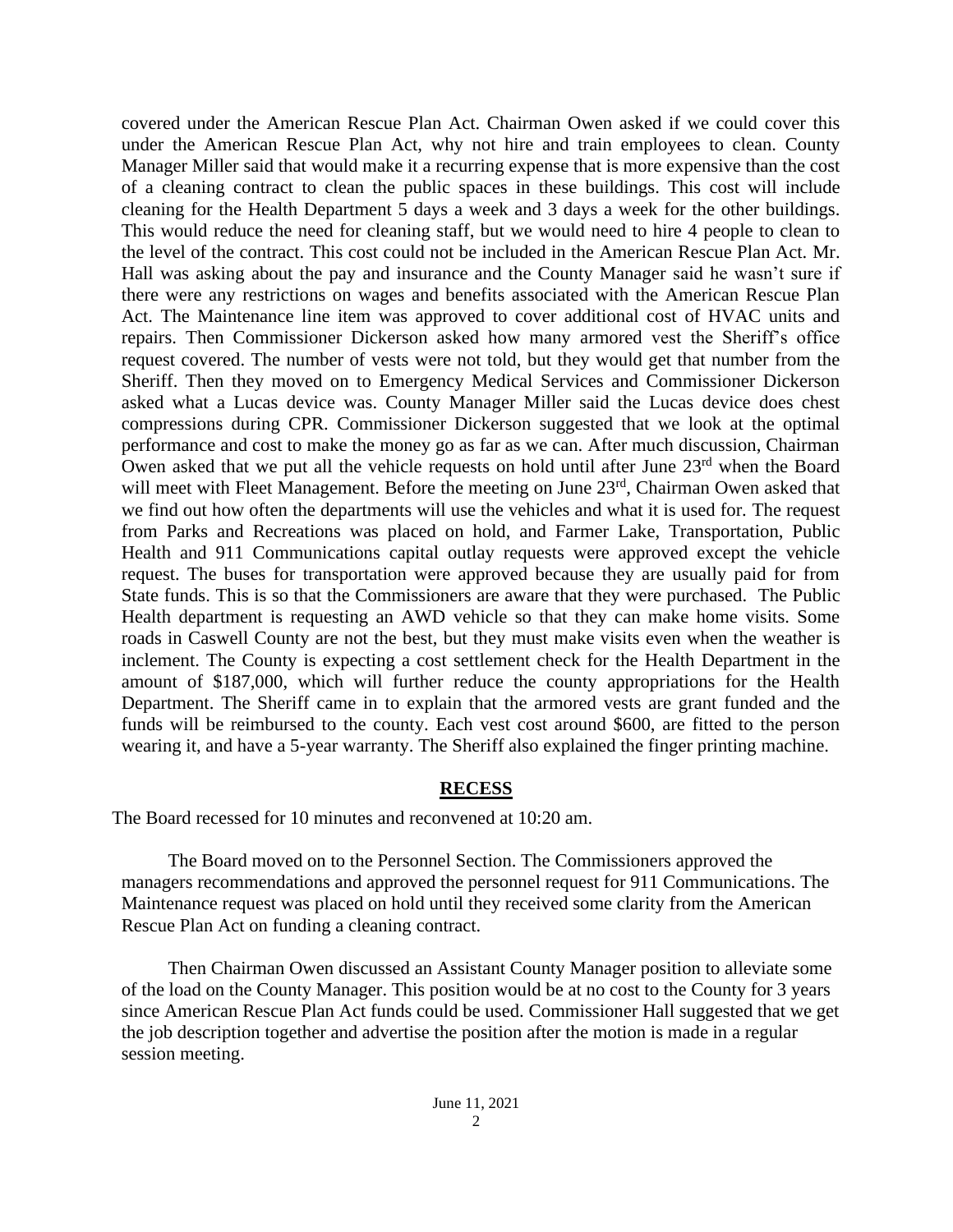covered under the American Rescue Plan Act. Chairman Owen asked if we could cover this under the American Rescue Plan Act, why not hire and train employees to clean. County Manager Miller said that would make it a recurring expense that is more expensive than the cost of a cleaning contract to clean the public spaces in these buildings. This cost will include cleaning for the Health Department 5 days a week and 3 days a week for the other buildings. This would reduce the need for cleaning staff, but we would need to hire 4 people to clean to the level of the contract. This cost could not be included in the American Rescue Plan Act. Mr. Hall was asking about the pay and insurance and the County Manager said he wasn't sure if there were any restrictions on wages and benefits associated with the American Rescue Plan Act. The Maintenance line item was approved to cover additional cost of HVAC units and repairs. Then Commissioner Dickerson asked how many armored vest the Sheriff's office request covered. The number of vests were not told, but they would get that number from the Sheriff. Then they moved on to Emergency Medical Services and Commissioner Dickerson asked what a Lucas device was. County Manager Miller said the Lucas device does chest compressions during CPR. Commissioner Dickerson suggested that we look at the optimal performance and cost to make the money go as far as we can. After much discussion, Chairman Owen asked that we put all the vehicle requests on hold until after June 23rd when the Board will meet with Fleet Management. Before the meeting on June 23rd, Chairman Owen asked that we find out how often the departments will use the vehicles and what it is used for. The request from Parks and Recreations was placed on hold, and Farmer Lake, Transportation, Public Health and 911 Communications capital outlay requests were approved except the vehicle request. The buses for transportation were approved because they are usually paid for from State funds. This is so that the Commissioners are aware that they were purchased. The Public Health department is requesting an AWD vehicle so that they can make home visits. Some roads in Caswell County are not the best, but they must make visits even when the weather is inclement. The County is expecting a cost settlement check for the Health Department in the amount of $187,000, which will further reduce the county appropriations for the Health Department. The Sheriff came in to explain that the armored vests are grant funded and the funds will be reimbursed to the county. Each vest cost around $600, are fitted to the person wearing it, and have a 5-year warranty. The Sheriff also explained the finger printing machine.

## RECESS

The Board recessed for 10 minutes and reconvened at 10:20 am.

The Board moved on to the Personnel Section. The Commissioners approved the managers recommendations and approved the personnel request for 911 Communications. The Maintenance request was placed on hold until they received some clarity from the American Rescue Plan Act on funding a cleaning contract.

Then Chairman Owen discussed an Assistant County Manager position to alleviate some of the load on the County Manager. This position would be at no cost to the County for 3 years since American Rescue Plan Act funds could be used. Commissioner Hall suggested that we get the job description together and advertise the position after the motion is made in a regular session meeting.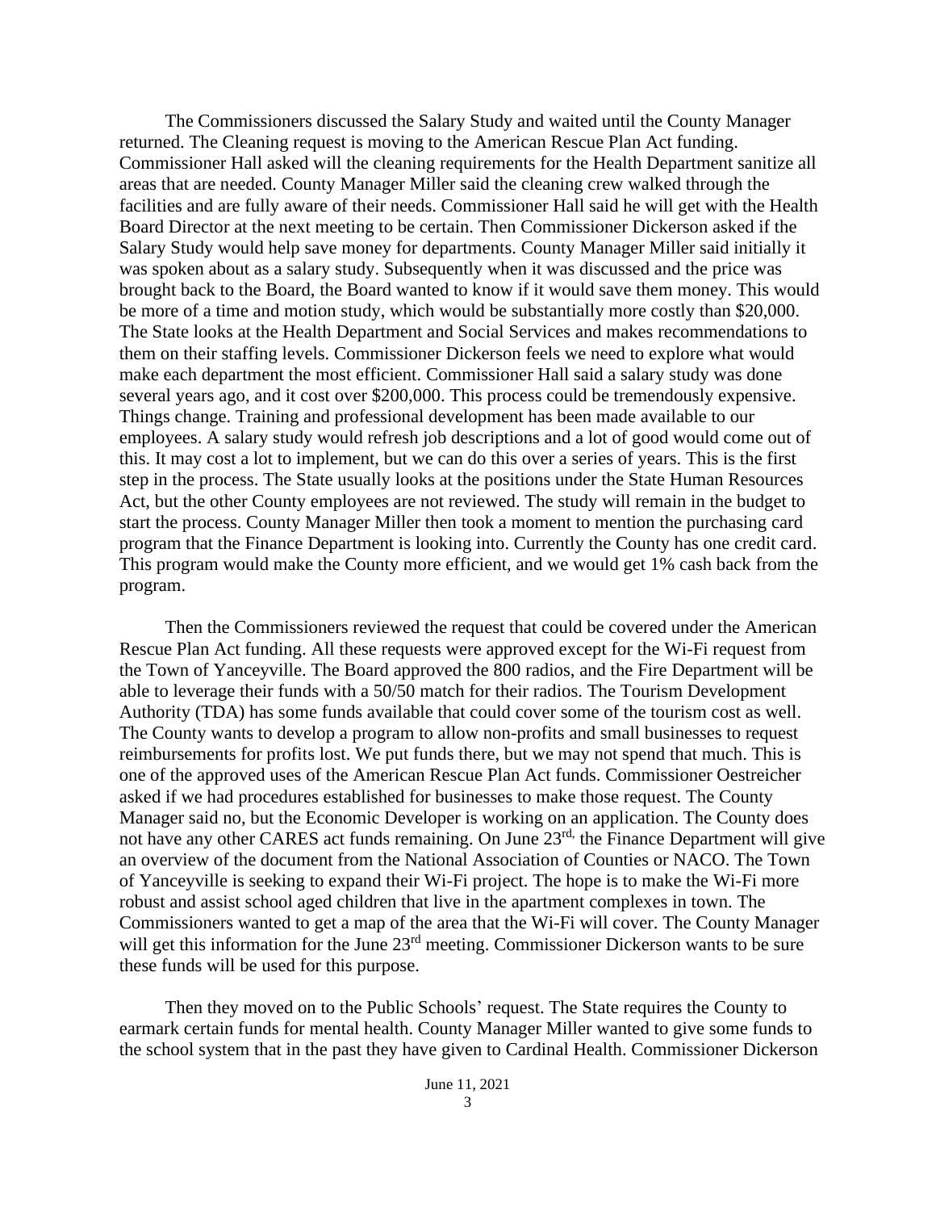The Commissioners discussed the Salary Study and waited until the County Manager returned. The Cleaning request is moving to the American Rescue Plan Act funding. Commissioner Hall asked will the cleaning requirements for the Health Department sanitize all areas that are needed. County Manager Miller said the cleaning crew walked through the facilities and are fully aware of their needs. Commissioner Hall said he will get with the Health Board Director at the next meeting to be certain. Then Commissioner Dickerson asked if the Salary Study would help save money for departments. County Manager Miller said initially it was spoken about as a salary study. Subsequently when it was discussed and the price was brought back to the Board, the Board wanted to know if it would save them money. This would be more of a time and motion study, which would be substantially more costly than $20,000. The State looks at the Health Department and Social Services and makes recommendations to them on their staffing levels. Commissioner Dickerson feels we need to explore what would make each department the most efficient. Commissioner Hall said a salary study was done several years ago, and it cost over $200,000. This process could be tremendously expensive. Things change. Training and professional development has been made available to our employees. A salary study would refresh job descriptions and a lot of good would come out of this. It may cost a lot to implement, but we can do this over a series of years. This is the first step in the process. The State usually looks at the positions under the State Human Resources Act, but the other County employees are not reviewed. The study will remain in the budget to start the process. County Manager Miller then took a moment to mention the purchasing card program that the Finance Department is looking into. Currently the County has one credit card. This program would make the County more efficient, and we would get 1% cash back from the program.

Then the Commissioners reviewed the request that could be covered under the American Rescue Plan Act funding. All these requests were approved except for the Wi-Fi request from the Town of Yanceyville. The Board approved the 800 radios, and the Fire Department will be able to leverage their funds with a 50/50 match for their radios. The Tourism Development Authority (TDA) has some funds available that could cover some of the tourism cost as well. The County wants to develop a program to allow non-profits and small businesses to request reimbursements for profits lost. We put funds there, but we may not spend that much. This is one of the approved uses of the American Rescue Plan Act funds. Commissioner Oestreicher asked if we had procedures established for businesses to make those request. The County Manager said no, but the Economic Developer is working on an application. The County does not have any other CARES act funds remaining. On June 23rd, the Finance Department will give an overview of the document from the National Association of Counties or NACO. The Town of Yanceyville is seeking to expand their Wi-Fi project. The hope is to make the Wi-Fi more robust and assist school aged children that live in the apartment complexes in town. The Commissioners wanted to get a map of the area that the Wi-Fi will cover. The County Manager will get this information for the June 23rd meeting. Commissioner Dickerson wants to be sure these funds will be used for this purpose.

Then they moved on to the Public Schools' request. The State requires the County to earmark certain funds for mental health. County Manager Miller wanted to give some funds to the school system that in the past they have given to Cardinal Health. Commissioner Dickerson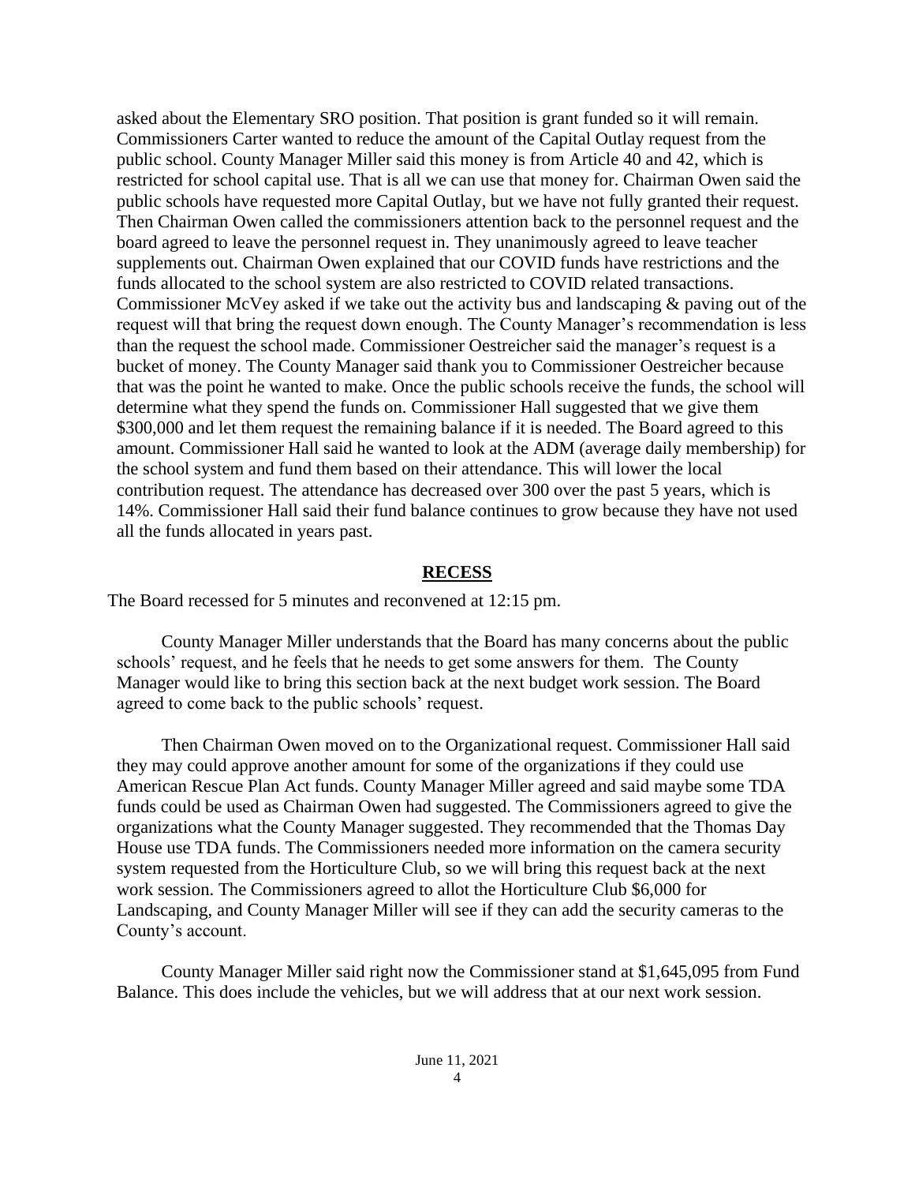asked about the Elementary SRO position. That position is grant funded so it will remain. Commissioners Carter wanted to reduce the amount of the Capital Outlay request from the public school. County Manager Miller said this money is from Article 40 and 42, which is restricted for school capital use. That is all we can use that money for. Chairman Owen said the public schools have requested more Capital Outlay, but we have not fully granted their request. Then Chairman Owen called the commissioners attention back to the personnel request and the board agreed to leave the personnel request in. They unanimously agreed to leave teacher supplements out. Chairman Owen explained that our COVID funds have restrictions and the funds allocated to the school system are also restricted to COVID related transactions. Commissioner McVey asked if we take out the activity bus and landscaping & paving out of the request will that bring the request down enough. The County Manager's recommendation is less than the request the school made. Commissioner Oestreicher said the manager's request is a bucket of money. The County Manager said thank you to Commissioner Oestreicher because that was the point he wanted to make. Once the public schools receive the funds, the school will determine what they spend the funds on. Commissioner Hall suggested that we give them $300,000 and let them request the remaining balance if it is needed. The Board agreed to this amount. Commissioner Hall said he wanted to look at the ADM (average daily membership) for the school system and fund them based on their attendance. This will lower the local contribution request. The attendance has decreased over 300 over the past 5 years, which is 14%. Commissioner Hall said their fund balance continues to grow because they have not used all the funds allocated in years past.

## RECESS

The Board recessed for 5 minutes and reconvened at 12:15 pm.

County Manager Miller understands that the Board has many concerns about the public schools' request, and he feels that he needs to get some answers for them. The County Manager would like to bring this section back at the next budget work session. The Board agreed to come back to the public schools' request.

Then Chairman Owen moved on to the Organizational request. Commissioner Hall said they may could approve another amount for some of the organizations if they could use American Rescue Plan Act funds. County Manager Miller agreed and said maybe some TDA funds could be used as Chairman Owen had suggested. The Commissioners agreed to give the organizations what the County Manager suggested. They recommended that the Thomas Day House use TDA funds. The Commissioners needed more information on the camera security system requested from the Horticulture Club, so we will bring this request back at the next work session. The Commissioners agreed to allot the Horticulture Club $6,000 for Landscaping, and County Manager Miller will see if they can add the security cameras to the County's account.

County Manager Miller said right now the Commissioner stand at $1,645,095 from Fund Balance. This does include the vehicles, but we will address that at our next work session.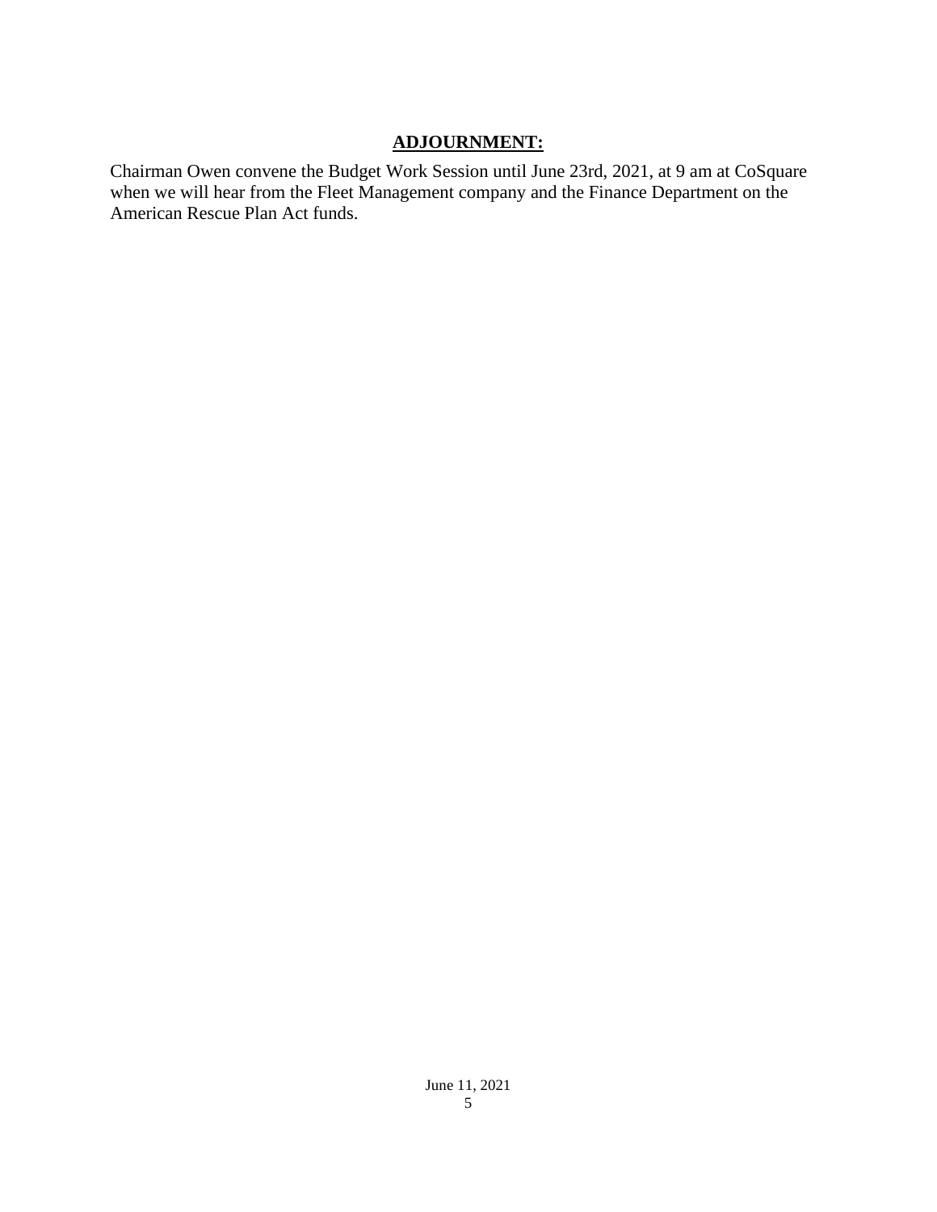**ADJOURNMENT:**

Chairman Owen convene the Budget Work Session until June 23rd, 2021, at 9 am at CoSquare when we will hear from the Fleet Management company and the Finance Department on the American Rescue Plan Act funds.